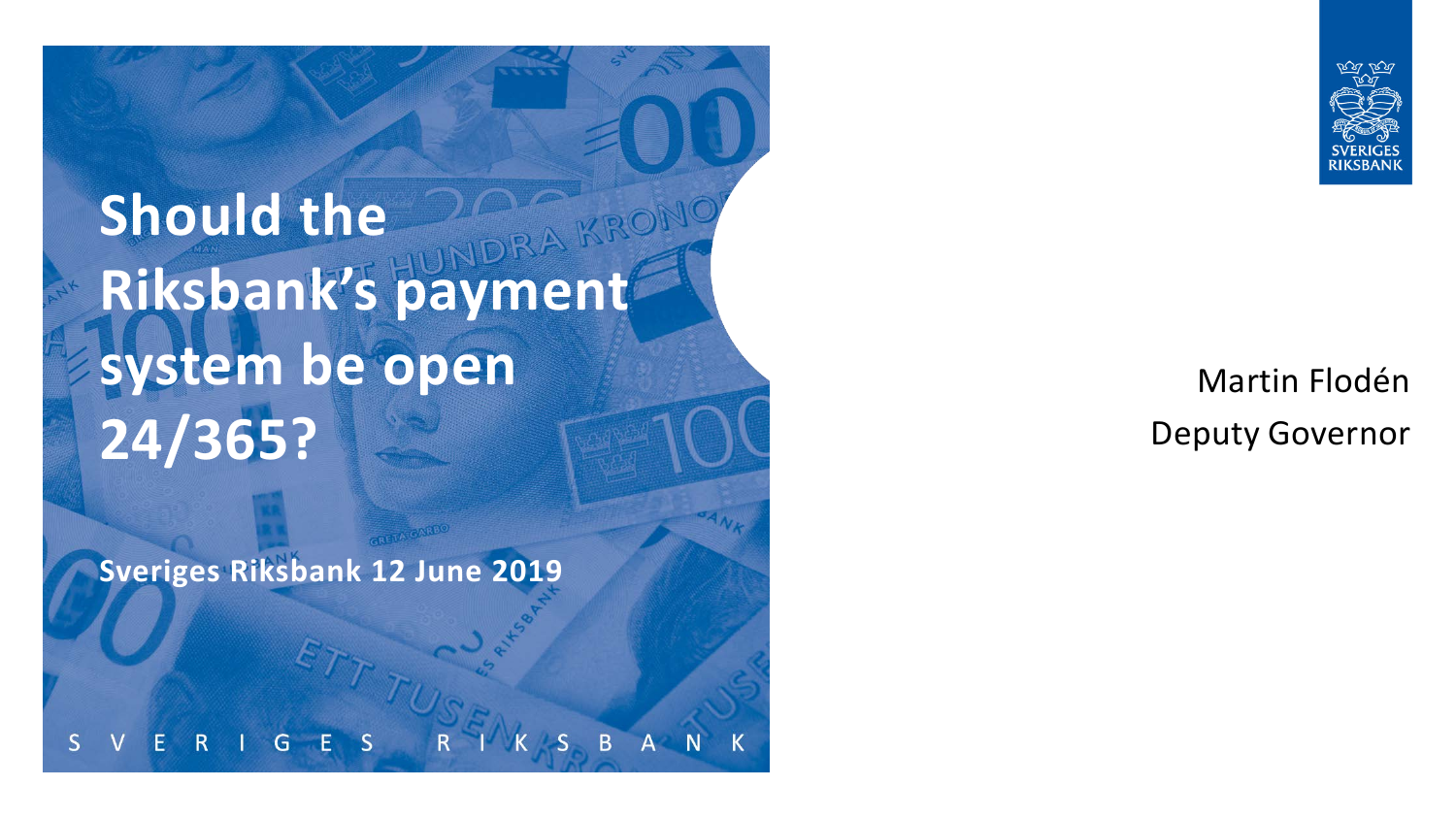# Should the Riksbank's payment system be open 24/365?

**Sveriges Riksbank 12 June 2019**

Martin Flodén

Deputy Governor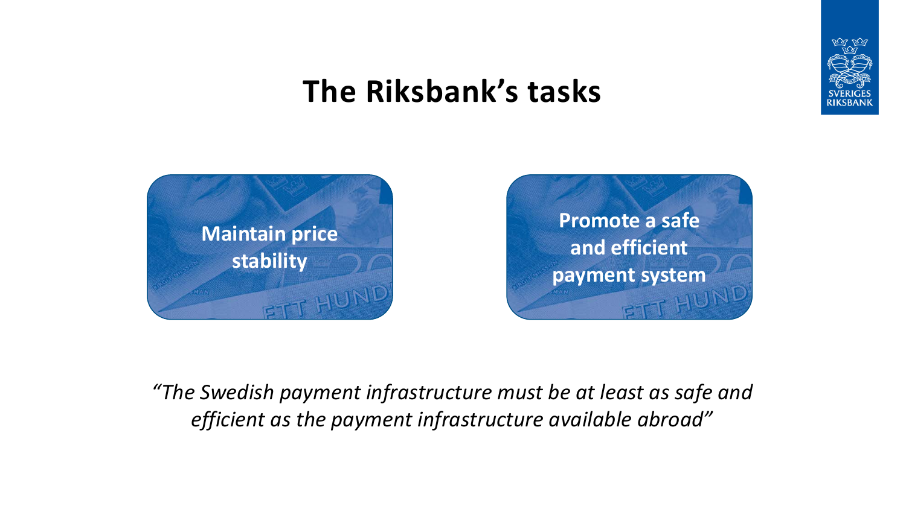# The Riksbank's tasks

**Maintain price stability**

**Promote a safe and efficient payment system**

*"The Swedish payment infrastructure must be at least as safe and efficient as the payment infrastructure available abroad"*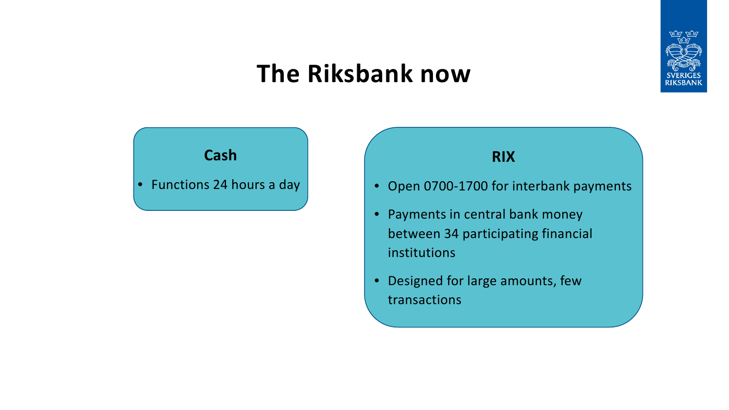# The Riksbank now

## Cash

- Functions 24 hours a day

## RIX

- Open 0700-1700 for interbank payments
- Payments in central bank money between 34 participating financial institutions
- Designed for large amounts, few transactions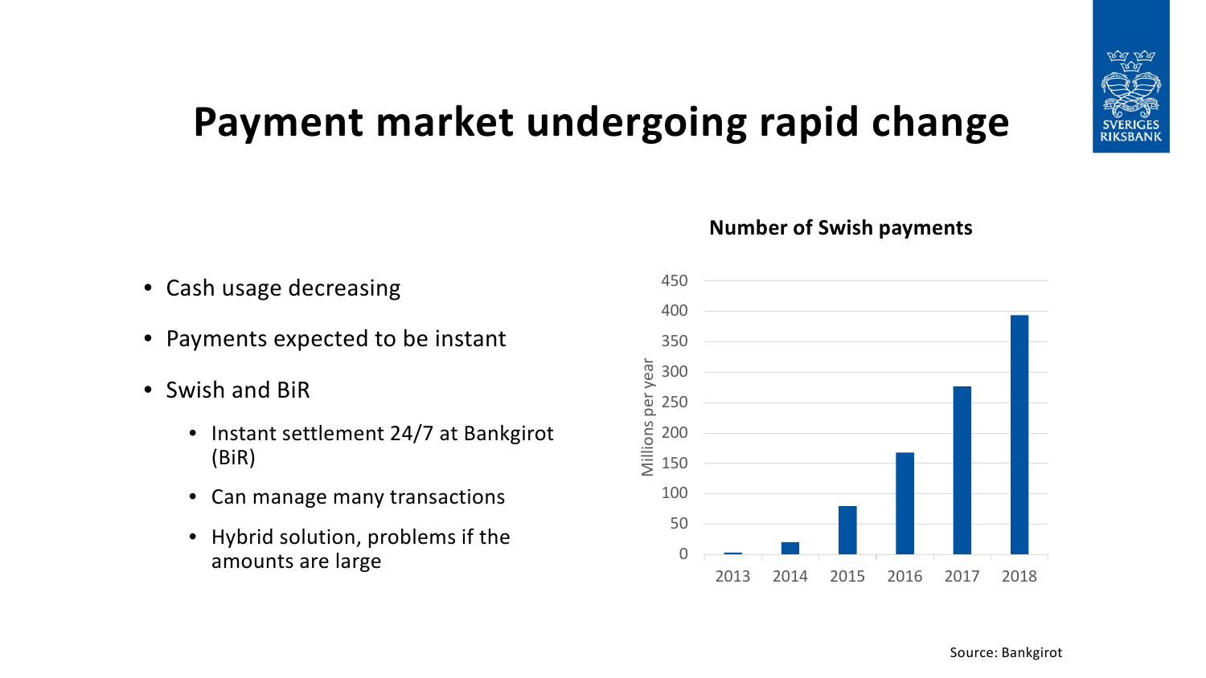# Payment market undergoing rapid change

- Cash usage decreasing
- Payments expected to be instant
- Swish and BiR
  - Instant settlement 24/7 at Bankgirot (BiR)
  - Can manage many transactions
  - Hybrid solution, problems if the amounts are large

**Number of Swish payments**

Millions per year

| Year | Millions per year (approx.) |
|---|---|
| 2013 | 2 |
| 2014 | 20 |
| 2015 | 80 |
| 2016 | 168 |
| 2017 | 276 |
| 2018 | 393 |

Source: Bankgirot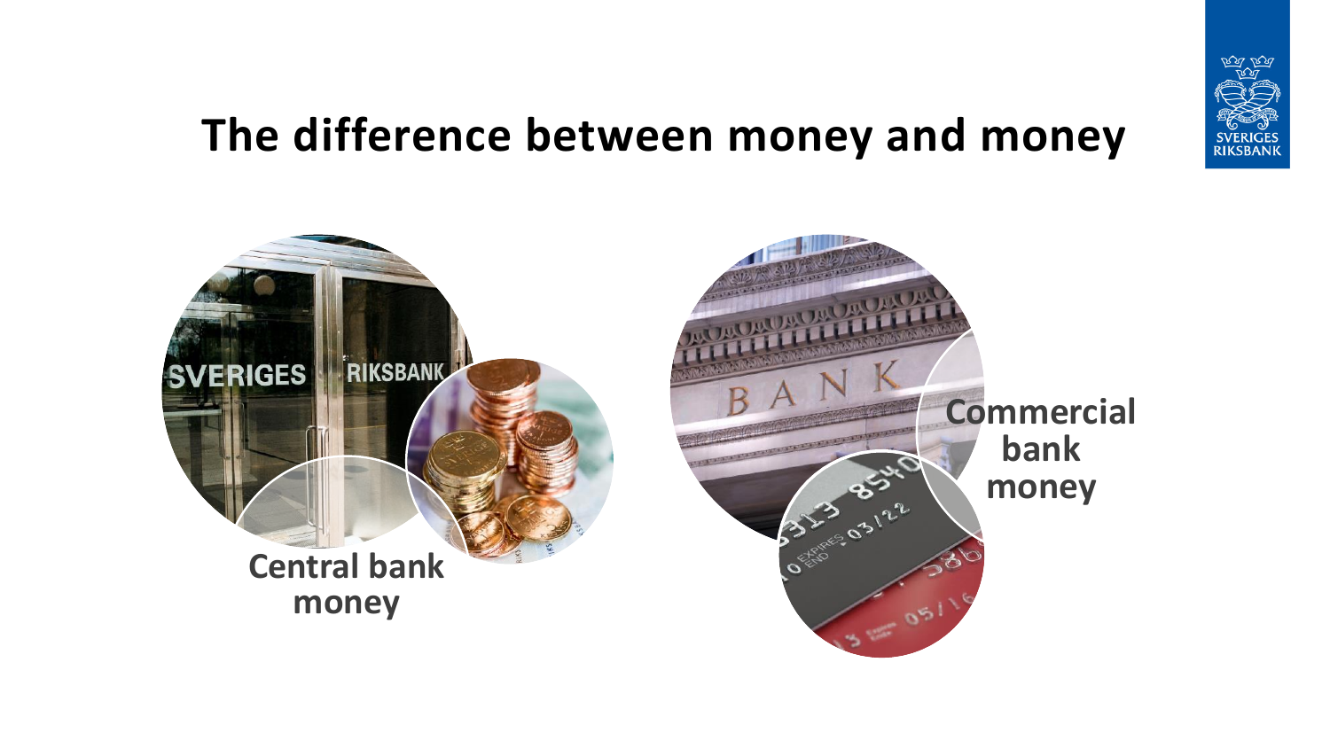# The difference between money and money

**Central bank money**

**Commercial bank money**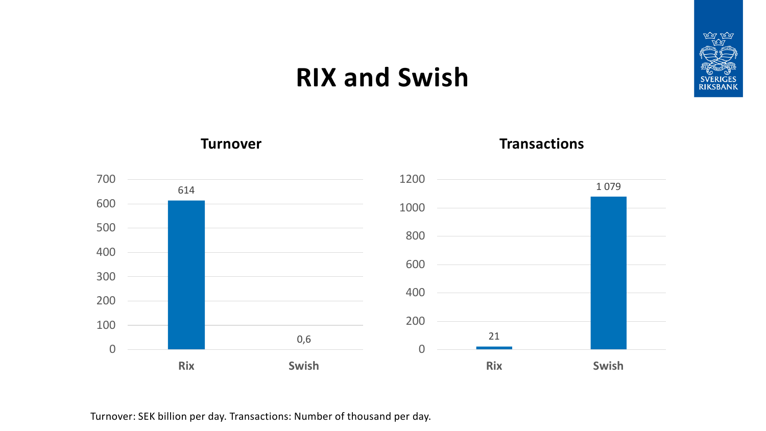# RIX and Swish

### Turnover

| | Rix | Swish |
|---|---|---|
| Turnover | 614 | 0,6 |

### Transactions

| | Rix | Swish |
|---|---|---|
| Transactions | 21 | 1 079 |

Turnover: SEK billion per day. Transactions: Number of thousand per day.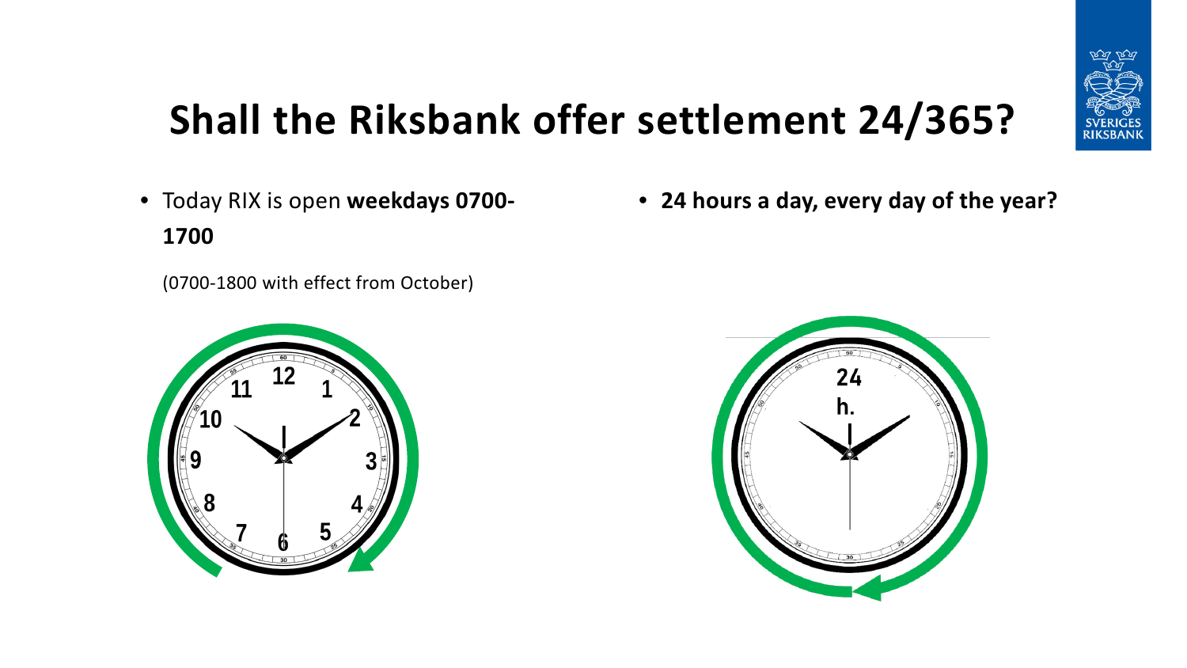# Shall the Riksbank offer settlement 24/365?

- Today RIX is open **weekdays 0700-1700**

  (0700-1800 with effect from October)

- **24 hours a day, every day of the year?**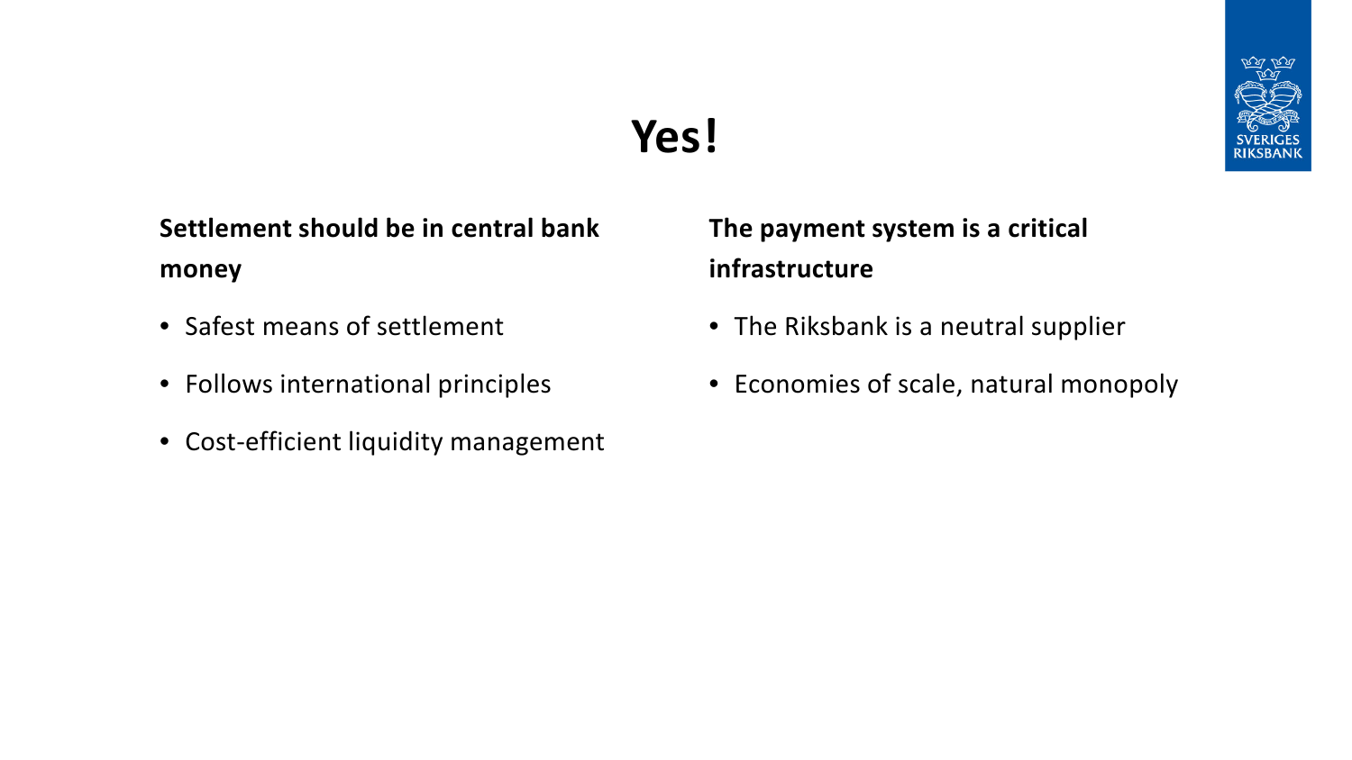# Yes!

**Settlement should be in central bank money**

- Safest means of settlement
- Follows international principles
- Cost-efficient liquidity management

**The payment system is a critical infrastructure**

- The Riksbank is a neutral supplier
- Economies of scale, natural monopoly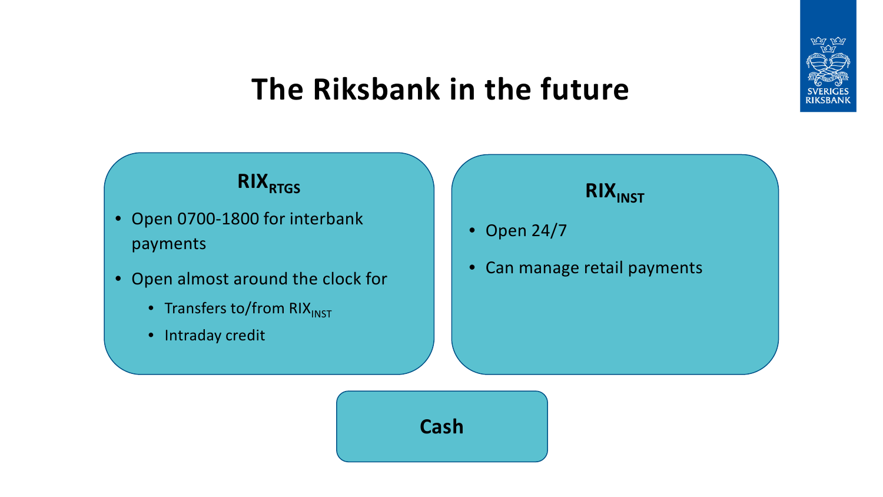# The Riksbank in the future

## $RIX_{RTGS}$

- Open 0700-1800 for interbank payments
- Open almost around the clock for
  - Transfers to/from $RIX_{INST}$
  - Intraday credit

## $RIX_{INST}$

- Open 24/7
- Can manage retail payments

## Cash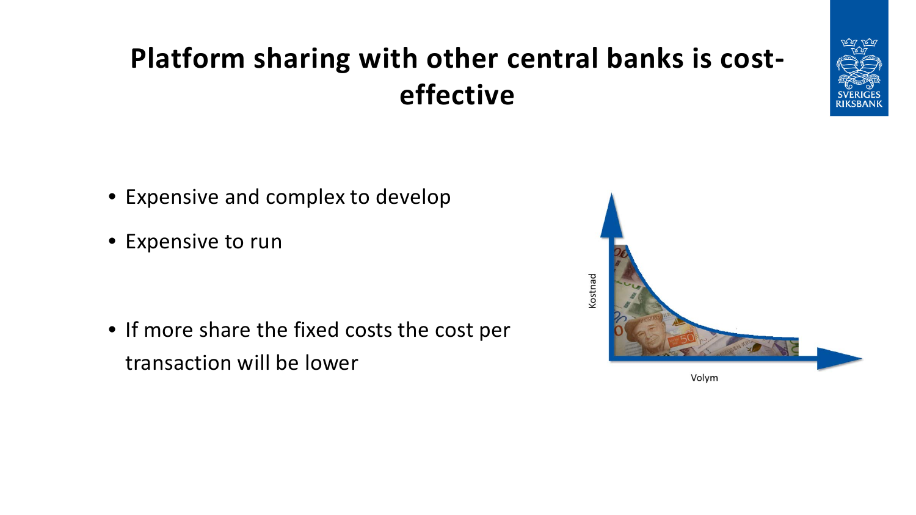# Platform sharing with other central banks is cost-effective

- Expensive and complex to develop
- Expensive to run

- If more share the fixed costs the cost per transaction will be lower

Kostnad

Volym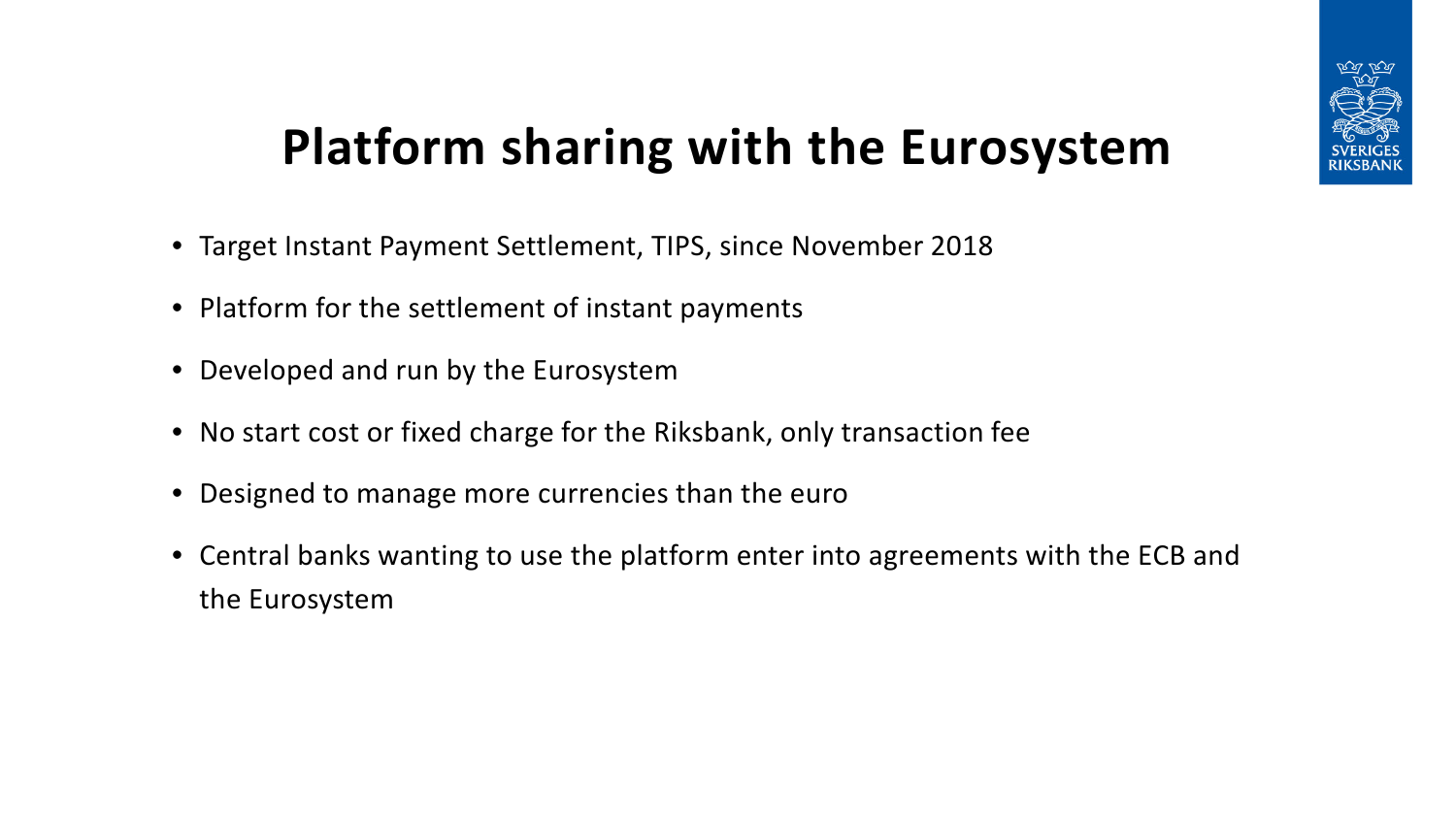# Platform sharing with the Eurosystem

- Target Instant Payment Settlement, TIPS, since November 2018
- Platform for the settlement of instant payments
- Developed and run by the Eurosystem
- No start cost or fixed charge for the Riksbank, only transaction fee
- Designed to manage more currencies than the euro
- Central banks wanting to use the platform enter into agreements with the ECB and the Eurosystem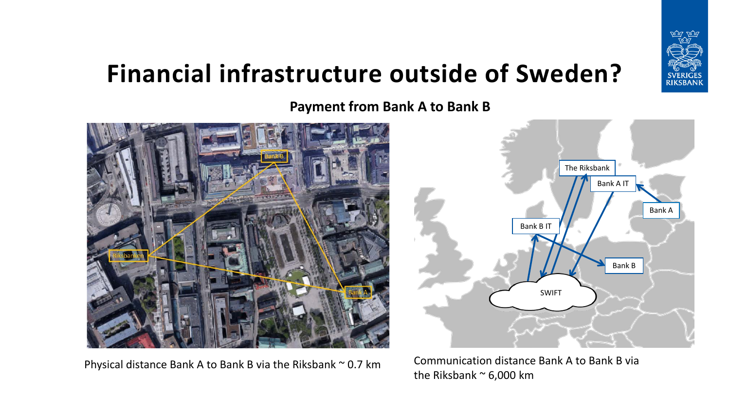# Financial infrastructure outside of Sweden?

**Payment from Bank A to Bank B**

Physical distance Bank A to Bank B via the Riksbank ~ 0.7 km

Communication distance Bank A to Bank B via the Riksbank ~ 6,000 km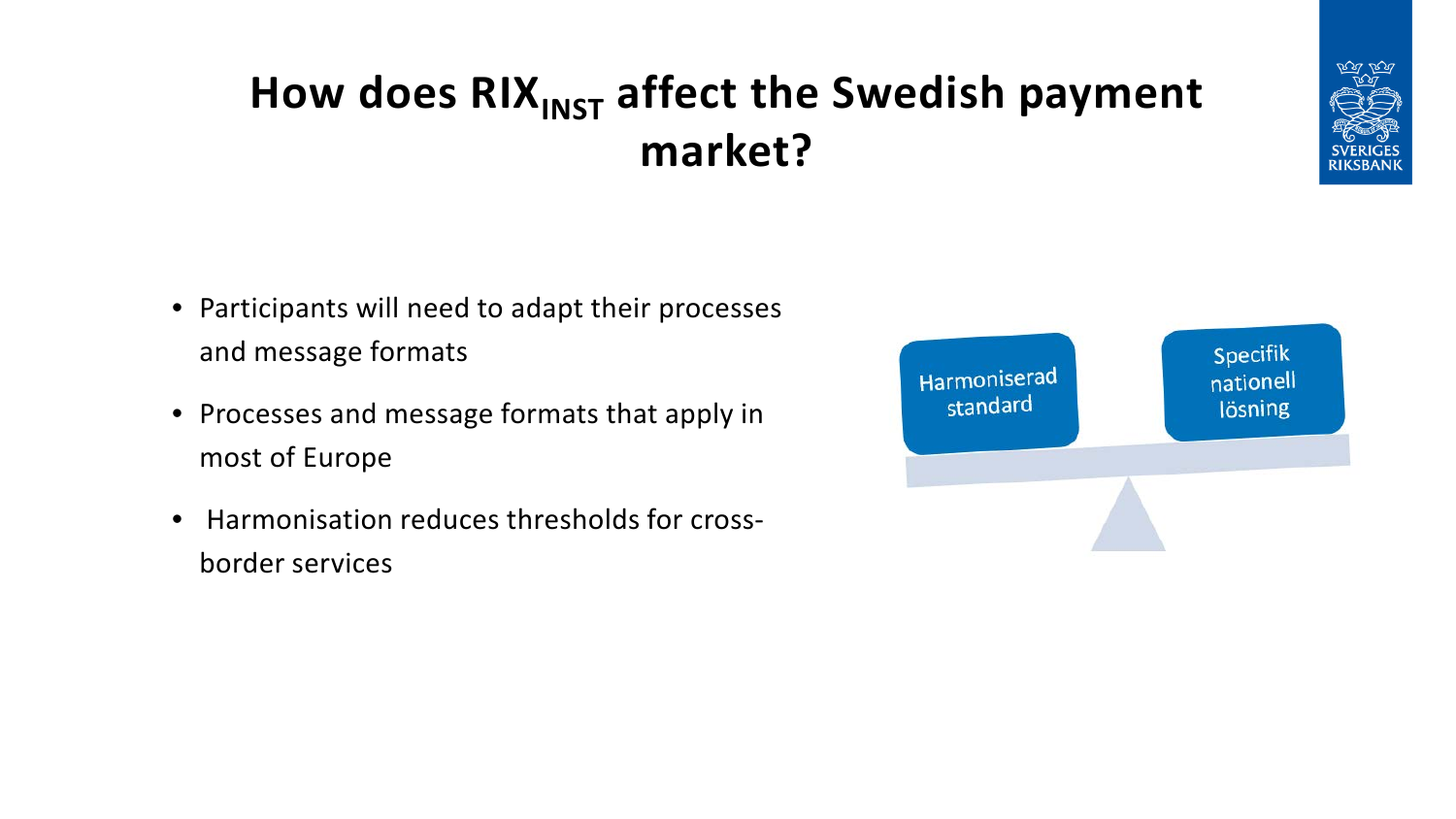# How does $RIX_{INST}$ affect the Swedish payment market?

- Participants will need to adapt their processes and message formats
- Processes and message formats that apply in most of Europe
- Harmonisation reduces thresholds for cross-border services

Harmoniserad standard

Specifik nationell lösning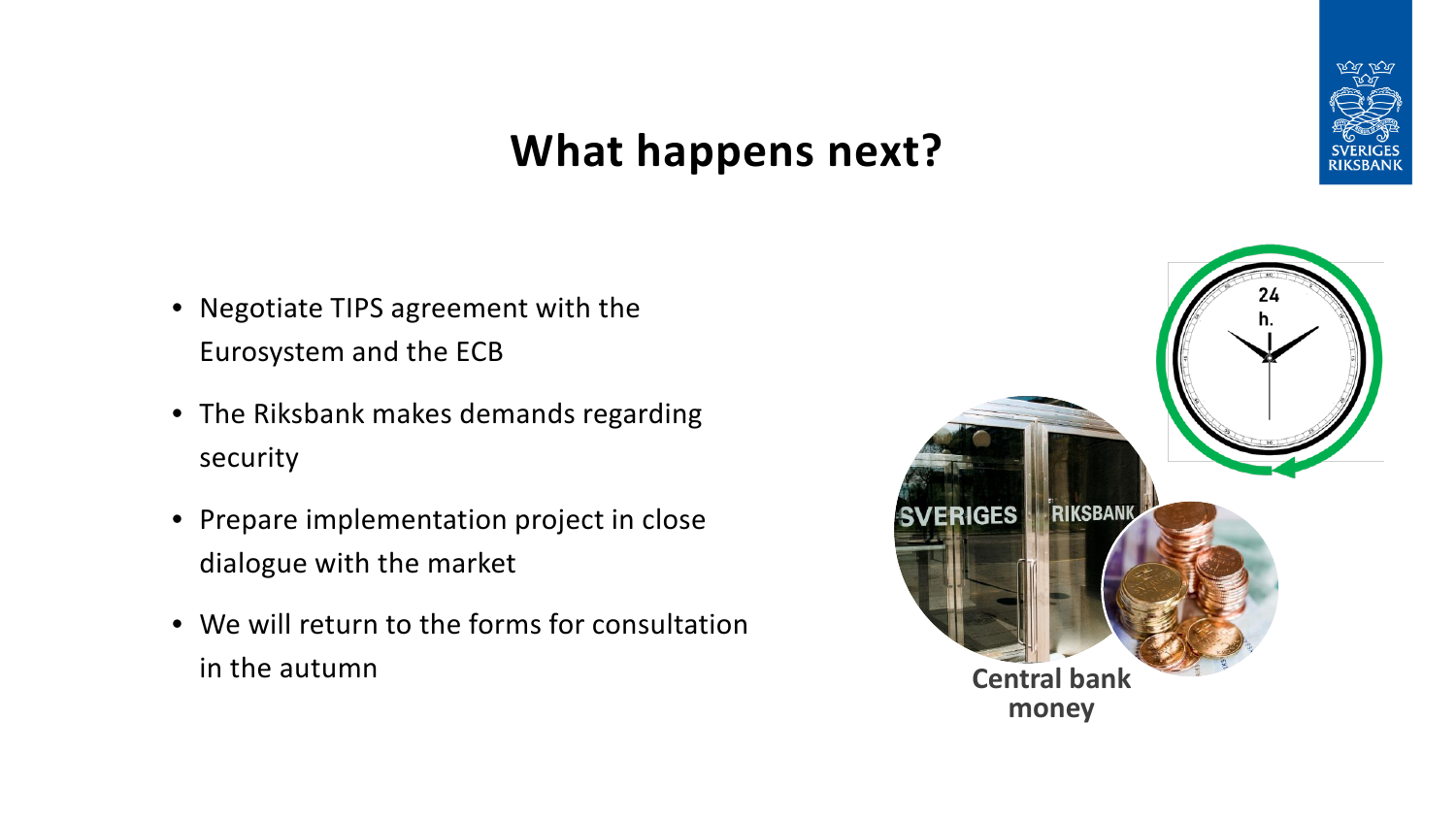# What happens next?

- Negotiate TIPS agreement with the Eurosystem and the ECB
- The Riksbank makes demands regarding security
- Prepare implementation project in close dialogue with the market
- We will return to the forms for consultation in the autumn

24 h.

Central bank money